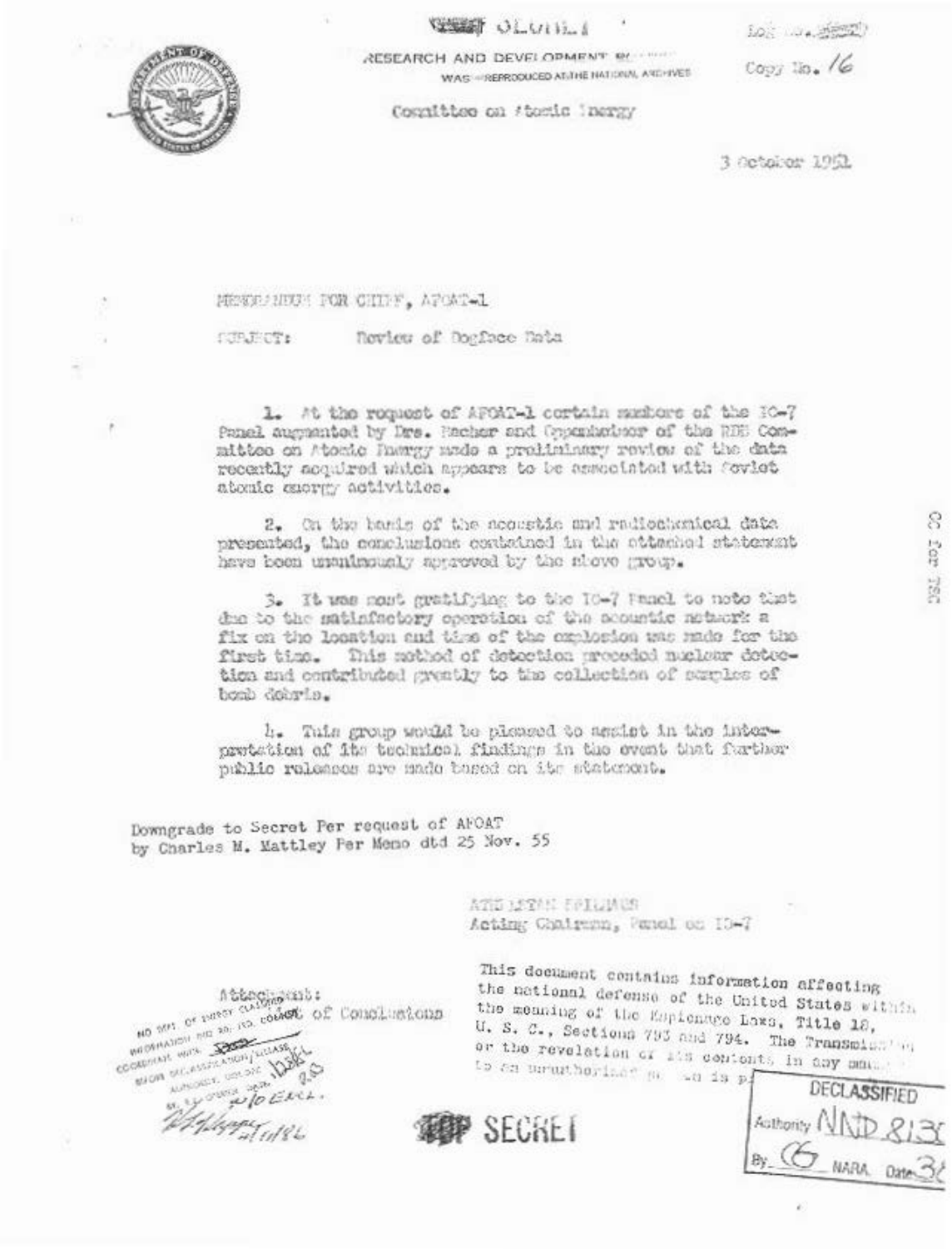TOP SECRET

RESEARCH AND DEVELOPMENT BOARD

WAS REPRODUCED AT THE NATIONAL ARCHIVES

Committee on Atomic Energy

Log No.

Copy No. 16

3 October 1951

MEMORANDUM FOR CHIEF, AFOAT-1

SUBJECT: Review of Dogface Data

1. At the request of AFOAT-1 certain members of the IO-7 Panel augmented by Drs. Bacher and Oppenheimer of the RDB Committee on Atomic Energy made a preliminary review of the data recently acquired which appears to be associated with Soviet atomic energy activities.

2. On the basis of the acoustic and radiochemical data presented, the conclusions contained in the attached statement have been unanimously approved by the above group.

3. It was most gratifying to the IO-7 Panel to note that due to the satisfactory operation of the acoustic network a fix on the location and time of the explosion was made for the first time. This method of detection preceded nuclear detection and contributed greatly to the collection of samples of bomb debris.

4. This group would be pleased to assist in the interpretation of its technical findings in the event that further public releases are made based on its statement.

CC for TSC

Downgrade to Secret Per request of AFOAT by Charles M. Mattley Per Memo dtd 25 Nov. 55

ATHELSTAN SPILHAUS
Acting Chairman, Panel on IO-7

Attachment:
Statement of Conclusions

NO OBJ. OF ENERGY CLASSIFIED INFORMATION PER 20, 1ST. COORDINATE WITH DOE PRIOR DECLASSIFICATION/RELEASE AUTHORITY
w/o ENCL.

This document contains information affecting the national defense of the United States within the meaning of the Espionage Laws, Title 18, U. S. C., Sections 793 and 794. The Transmission or the revelation of its contents in any manner to an unauthorized person is prohibited.

TOP SECRET

DECLASSIFIED
Authority NND 813
By NARA Date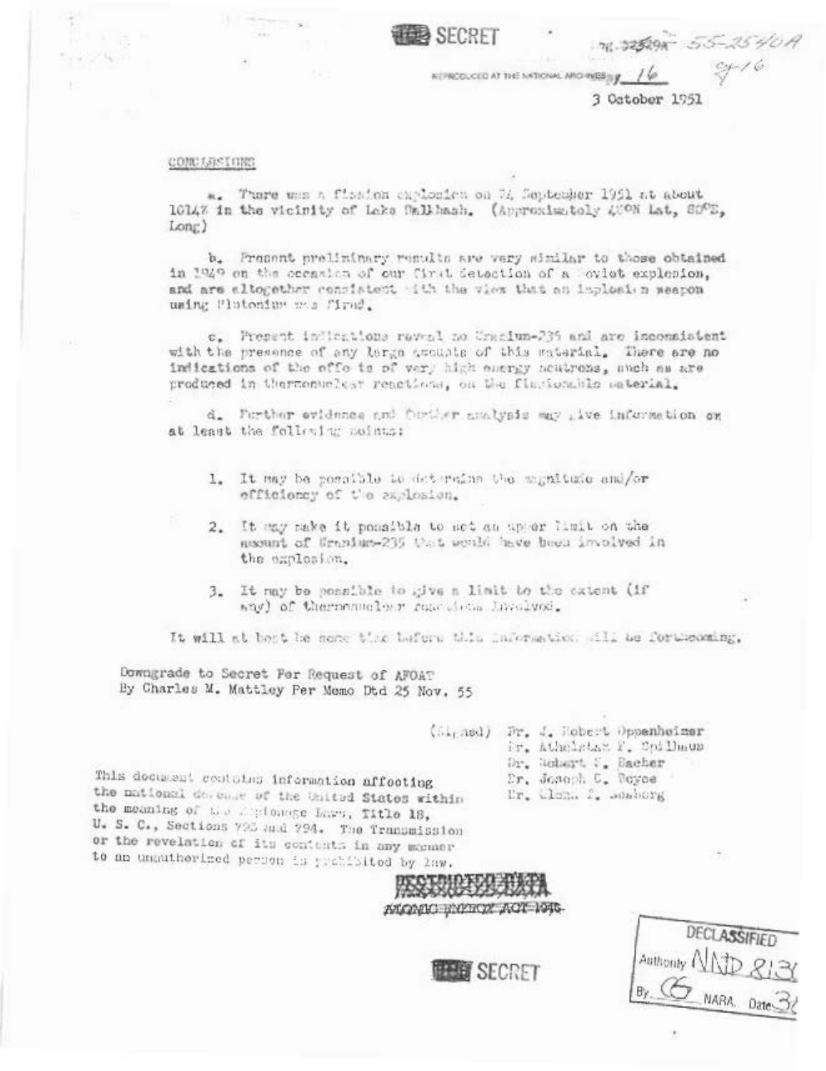SECRET

3 October 1951

CONCLUSIONS

a. There was a fission explosion on 24 September 1951 at about 1014Z in the vicinity of Lake Balkhash. (Approximately 47°N Lat, 80°E, Long)

b. Present preliminary results are very similar to those obtained in 1949 on the occasion of our first detection of a Soviet explosion, and are altogether consistent with the view that an implosion weapon using Plutonium was fired.

c. Present indications reveal no Uranium-235 and are inconsistent with the presence of any large amounts of this material. There are no indications of the effects of very high energy neutrons, such as are produced in thermonuclear reactions, on the fissionable material.

d. Further evidence and further analysis may give information on at least the following points:

1. It may be possible to determine the magnitude and/or efficiency of the explosion.

2. It may make it possible to set an upper limit on the amount of Uranium-235 that would have been involved in the explosion.

3. It may be possible to give a limit to the extent (if any) of thermonuclear reactions involved.

It will at best be some time before this information will be forthcoming.

Downgrade to Secret Per Request of AFOAT
By Charles M. Mattley Per Memo Dtd 25 Nov. 55

(Signed) Dr. J. Robert Oppenheimer
Dr. Athelstan F. Spilhaus
Dr. Robert F. Bacher
Dr. Joseph C. Boyce
Dr. Glenn T. Seaborg

This document contains information affecting the national defense of the United States within the meaning of the Espionage Laws, Title 18, U. S. C., Sections 793 and 794. The Transmission or the revelation of its contents in any manner to an unauthorized person is prohibited by law.

RESTRICTED DATA
ATOMIC ENERGY ACT 1946

SECRET

DECLASSIFIED
Authority NND 8131
By _____ NARA, Date _____